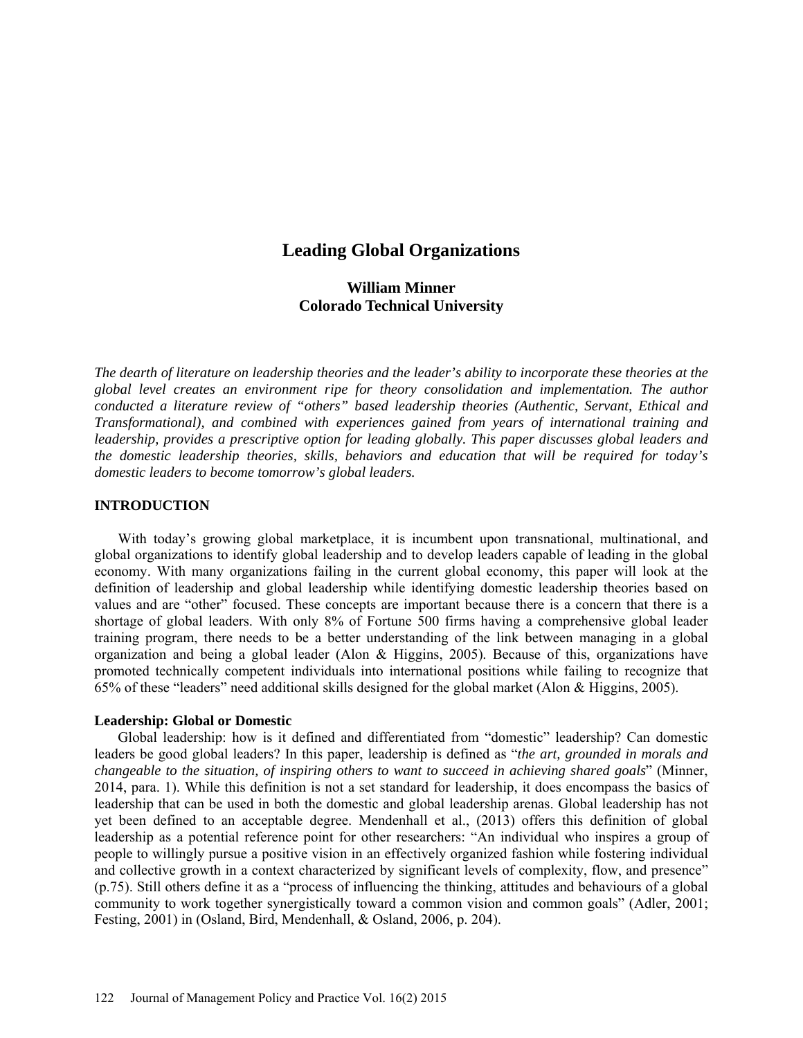# Leading Global Organizations

**William Minner**
**Colorado Technical University**

*The dearth of literature on leadership theories and the leader's ability to incorporate these theories at the global level creates an environment ripe for theory consolidation and implementation. The author conducted a literature review of "others" based leadership theories (Authentic, Servant, Ethical and Transformational), and combined with experiences gained from years of international training and leadership, provides a prescriptive option for leading globally. This paper discusses global leaders and the domestic leadership theories, skills, behaviors and education that will be required for today's domestic leaders to become tomorrow's global leaders.*

## INTRODUCTION

With today's growing global marketplace, it is incumbent upon transnational, multinational, and global organizations to identify global leadership and to develop leaders capable of leading in the global economy. With many organizations failing in the current global economy, this paper will look at the definition of leadership and global leadership while identifying domestic leadership theories based on values and are "other" focused. These concepts are important because there is a concern that there is a shortage of global leaders. With only 8% of Fortune 500 firms having a comprehensive global leader training program, there needs to be a better understanding of the link between managing in a global organization and being a global leader (Alon & Higgins, 2005). Because of this, organizations have promoted technically competent individuals into international positions while failing to recognize that 65% of these "leaders" need additional skills designed for the global market (Alon & Higgins, 2005).

### Leadership: Global or Domestic

Global leadership: how is it defined and differentiated from "domestic" leadership? Can domestic leaders be good global leaders? In this paper, leadership is defined as "*the art, grounded in morals and changeable to the situation, of inspiring others to want to succeed in achieving shared goals*" (Minner, 2014, para. 1). While this definition is not a set standard for leadership, it does encompass the basics of leadership that can be used in both the domestic and global leadership arenas. Global leadership has not yet been defined to an acceptable degree. Mendenhall et al., (2013) offers this definition of global leadership as a potential reference point for other researchers: "An individual who inspires a group of people to willingly pursue a positive vision in an effectively organized fashion while fostering individual and collective growth in a context characterized by significant levels of complexity, flow, and presence" (p.75). Still others define it as a "process of influencing the thinking, attitudes and behaviours of a global community to work together synergistically toward a common vision and common goals" (Adler, 2001; Festing, 2001) in (Osland, Bird, Mendenhall, & Osland, 2006, p. 204).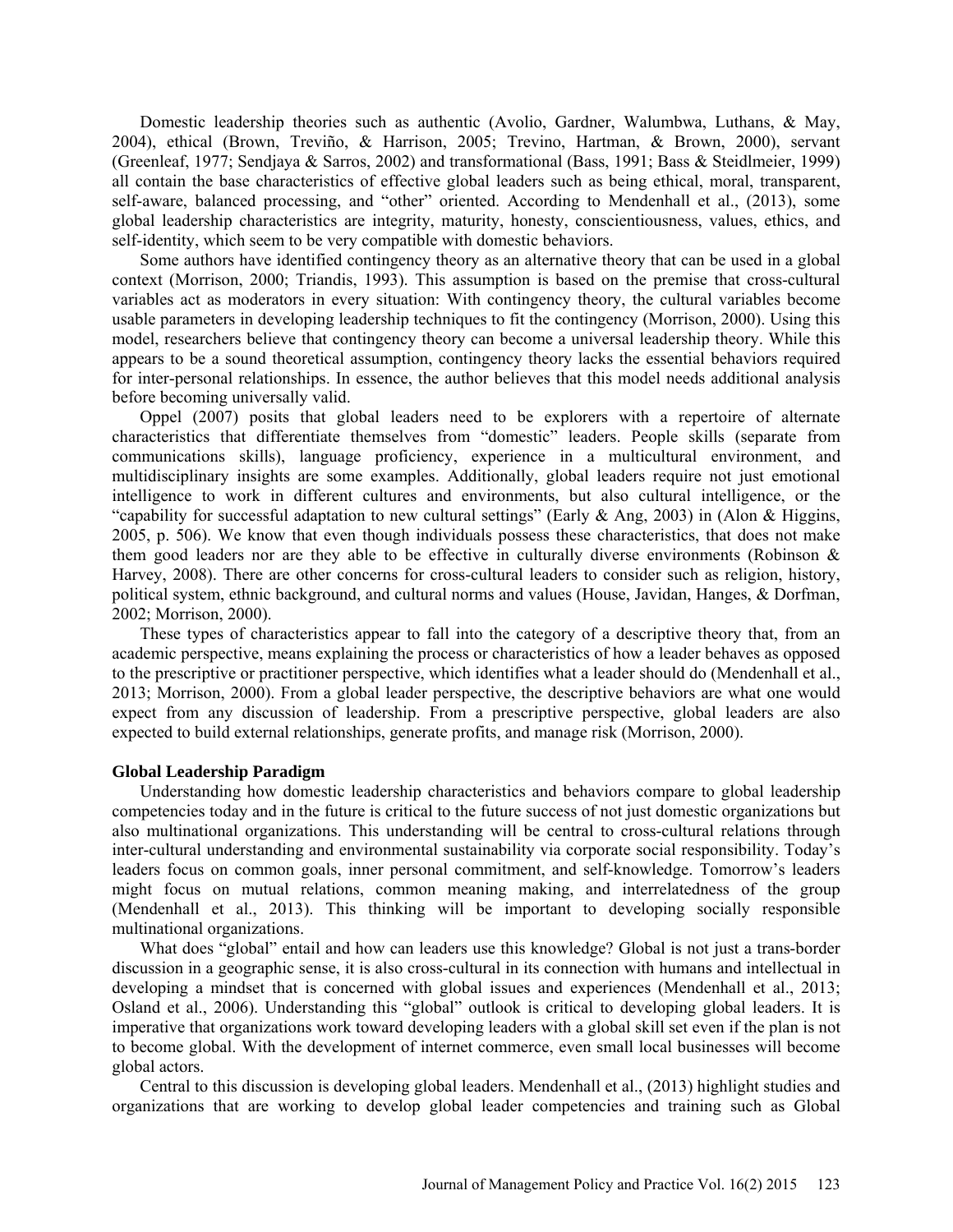Domestic leadership theories such as authentic (Avolio, Gardner, Walumbwa, Luthans, & May, 2004), ethical (Brown, Treviño, & Harrison, 2005; Trevino, Hartman, & Brown, 2000), servant (Greenleaf, 1977; Sendjaya & Sarros, 2002) and transformational (Bass, 1991; Bass & Steidlmeier, 1999) all contain the base characteristics of effective global leaders such as being ethical, moral, transparent, self-aware, balanced processing, and "other" oriented. According to Mendenhall et al., (2013), some global leadership characteristics are integrity, maturity, honesty, conscientiousness, values, ethics, and self-identity, which seem to be very compatible with domestic behaviors.

Some authors have identified contingency theory as an alternative theory that can be used in a global context (Morrison, 2000; Triandis, 1993). This assumption is based on the premise that cross-cultural variables act as moderators in every situation: With contingency theory, the cultural variables become usable parameters in developing leadership techniques to fit the contingency (Morrison, 2000). Using this model, researchers believe that contingency theory can become a universal leadership theory. While this appears to be a sound theoretical assumption, contingency theory lacks the essential behaviors required for inter-personal relationships. In essence, the author believes that this model needs additional analysis before becoming universally valid.

Oppel (2007) posits that global leaders need to be explorers with a repertoire of alternate characteristics that differentiate themselves from "domestic" leaders. People skills (separate from communications skills), language proficiency, experience in a multicultural environment, and multidisciplinary insights are some examples. Additionally, global leaders require not just emotional intelligence to work in different cultures and environments, but also cultural intelligence, or the "capability for successful adaptation to new cultural settings" (Early & Ang, 2003) in (Alon & Higgins, 2005, p. 506). We know that even though individuals possess these characteristics, that does not make them good leaders nor are they able to be effective in culturally diverse environments (Robinson & Harvey, 2008). There are other concerns for cross-cultural leaders to consider such as religion, history, political system, ethnic background, and cultural norms and values (House, Javidan, Hanges, & Dorfman, 2002; Morrison, 2000).

These types of characteristics appear to fall into the category of a descriptive theory that, from an academic perspective, means explaining the process or characteristics of how a leader behaves as opposed to the prescriptive or practitioner perspective, which identifies what a leader should do (Mendenhall et al., 2013; Morrison, 2000). From a global leader perspective, the descriptive behaviors are what one would expect from any discussion of leadership. From a prescriptive perspective, global leaders are also expected to build external relationships, generate profits, and manage risk (Morrison, 2000).

### Global Leadership Paradigm

Understanding how domestic leadership characteristics and behaviors compare to global leadership competencies today and in the future is critical to the future success of not just domestic organizations but also multinational organizations. This understanding will be central to cross-cultural relations through inter-cultural understanding and environmental sustainability via corporate social responsibility. Today's leaders focus on common goals, inner personal commitment, and self-knowledge. Tomorrow's leaders might focus on mutual relations, common meaning making, and interrelatedness of the group (Mendenhall et al., 2013). This thinking will be important to developing socially responsible multinational organizations.

What does "global" entail and how can leaders use this knowledge? Global is not just a trans-border discussion in a geographic sense, it is also cross-cultural in its connection with humans and intellectual in developing a mindset that is concerned with global issues and experiences (Mendenhall et al., 2013; Osland et al., 2006). Understanding this "global" outlook is critical to developing global leaders. It is imperative that organizations work toward developing leaders with a global skill set even if the plan is not to become global. With the development of internet commerce, even small local businesses will become global actors.

Central to this discussion is developing global leaders. Mendenhall et al., (2013) highlight studies and organizations that are working to develop global leader competencies and training such as Global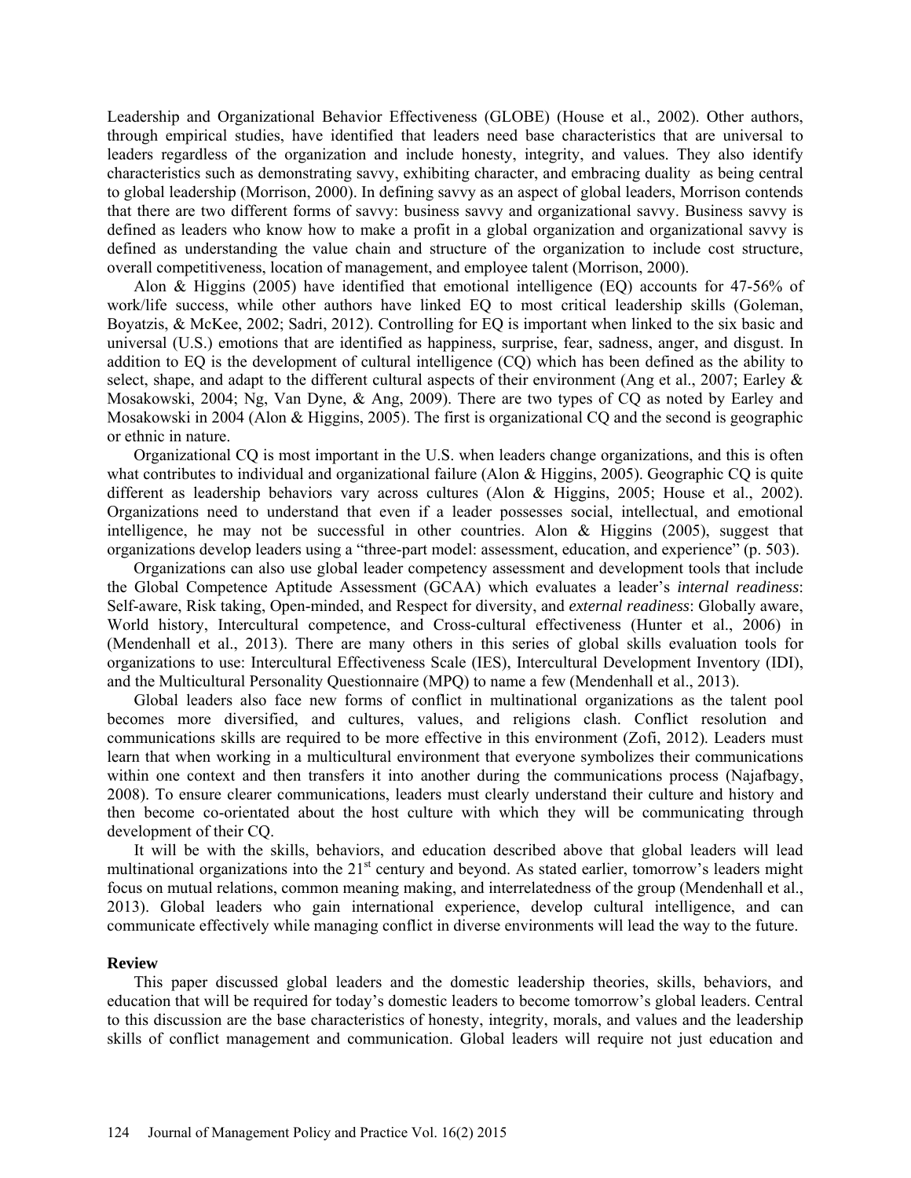Leadership and Organizational Behavior Effectiveness (GLOBE) (House et al., 2002). Other authors, through empirical studies, have identified that leaders need base characteristics that are universal to leaders regardless of the organization and include honesty, integrity, and values. They also identify characteristics such as demonstrating savvy, exhibiting character, and embracing duality as being central to global leadership (Morrison, 2000). In defining savvy as an aspect of global leaders, Morrison contends that there are two different forms of savvy: business savvy and organizational savvy. Business savvy is defined as leaders who know how to make a profit in a global organization and organizational savvy is defined as understanding the value chain and structure of the organization to include cost structure, overall competitiveness, location of management, and employee talent (Morrison, 2000).

Alon & Higgins (2005) have identified that emotional intelligence (EQ) accounts for 47-56% of work/life success, while other authors have linked EQ to most critical leadership skills (Goleman, Boyatzis, & McKee, 2002; Sadri, 2012). Controlling for EQ is important when linked to the six basic and universal (U.S.) emotions that are identified as happiness, surprise, fear, sadness, anger, and disgust. In addition to EQ is the development of cultural intelligence (CQ) which has been defined as the ability to select, shape, and adapt to the different cultural aspects of their environment (Ang et al., 2007; Earley & Mosakowski, 2004; Ng, Van Dyne, & Ang, 2009). There are two types of CQ as noted by Earley and Mosakowski in 2004 (Alon & Higgins, 2005). The first is organizational CQ and the second is geographic or ethnic in nature.

Organizational CQ is most important in the U.S. when leaders change organizations, and this is often what contributes to individual and organizational failure (Alon & Higgins, 2005). Geographic CQ is quite different as leadership behaviors vary across cultures (Alon & Higgins, 2005; House et al., 2002). Organizations need to understand that even if a leader possesses social, intellectual, and emotional intelligence, he may not be successful in other countries. Alon & Higgins (2005), suggest that organizations develop leaders using a "three-part model: assessment, education, and experience" (p. 503).

Organizations can also use global leader competency assessment and development tools that include the Global Competence Aptitude Assessment (GCAA) which evaluates a leader's *internal readiness*: Self-aware, Risk taking, Open-minded, and Respect for diversity, and *external readiness*: Globally aware, World history, Intercultural competence, and Cross-cultural effectiveness (Hunter et al., 2006) in (Mendenhall et al., 2013). There are many others in this series of global skills evaluation tools for organizations to use: Intercultural Effectiveness Scale (IES), Intercultural Development Inventory (IDI), and the Multicultural Personality Questionnaire (MPQ) to name a few (Mendenhall et al., 2013).

Global leaders also face new forms of conflict in multinational organizations as the talent pool becomes more diversified, and cultures, values, and religions clash. Conflict resolution and communications skills are required to be more effective in this environment (Zofi, 2012). Leaders must learn that when working in a multicultural environment that everyone symbolizes their communications within one context and then transfers it into another during the communications process (Najafbagy, 2008). To ensure clearer communications, leaders must clearly understand their culture and history and then become co-orientated about the host culture with which they will be communicating through development of their CQ.

It will be with the skills, behaviors, and education described above that global leaders will lead multinational organizations into the 21st century and beyond. As stated earlier, tomorrow's leaders might focus on mutual relations, common meaning making, and interrelatedness of the group (Mendenhall et al., 2013). Global leaders who gain international experience, develop cultural intelligence, and can communicate effectively while managing conflict in diverse environments will lead the way to the future.

### Review

This paper discussed global leaders and the domestic leadership theories, skills, behaviors, and education that will be required for today's domestic leaders to become tomorrow's global leaders. Central to this discussion are the base characteristics of honesty, integrity, morals, and values and the leadership skills of conflict management and communication. Global leaders will require not just education and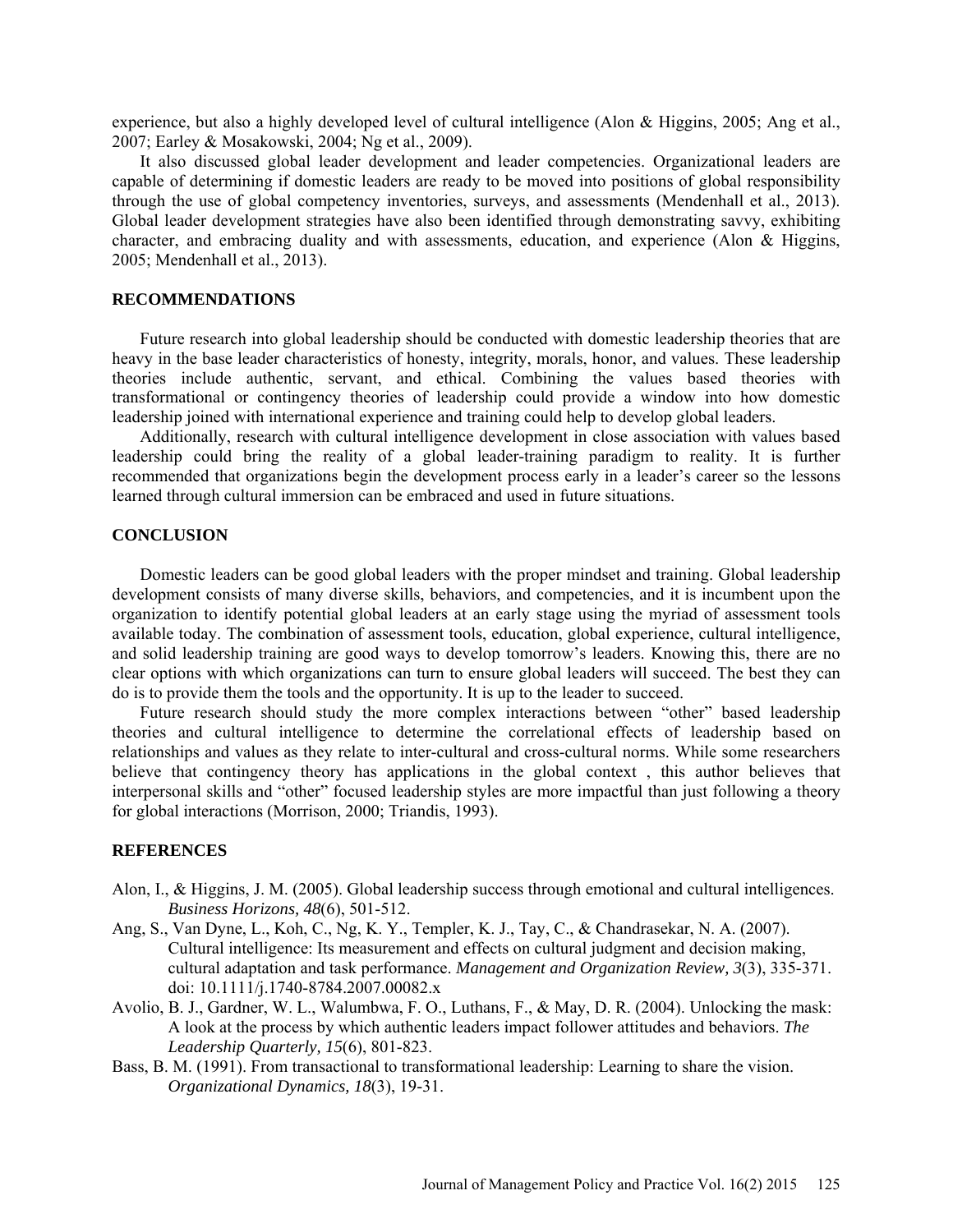experience, but also a highly developed level of cultural intelligence (Alon & Higgins, 2005; Ang et al., 2007; Earley & Mosakowski, 2004; Ng et al., 2009).

It also discussed global leader development and leader competencies. Organizational leaders are capable of determining if domestic leaders are ready to be moved into positions of global responsibility through the use of global competency inventories, surveys, and assessments (Mendenhall et al., 2013). Global leader development strategies have also been identified through demonstrating savvy, exhibiting character, and embracing duality and with assessments, education, and experience (Alon & Higgins, 2005; Mendenhall et al., 2013).

## RECOMMENDATIONS

Future research into global leadership should be conducted with domestic leadership theories that are heavy in the base leader characteristics of honesty, integrity, morals, honor, and values. These leadership theories include authentic, servant, and ethical. Combining the values based theories with transformational or contingency theories of leadership could provide a window into how domestic leadership joined with international experience and training could help to develop global leaders.

Additionally, research with cultural intelligence development in close association with values based leadership could bring the reality of a global leader-training paradigm to reality. It is further recommended that organizations begin the development process early in a leader's career so the lessons learned through cultural immersion can be embraced and used in future situations.

## CONCLUSION

Domestic leaders can be good global leaders with the proper mindset and training. Global leadership development consists of many diverse skills, behaviors, and competencies, and it is incumbent upon the organization to identify potential global leaders at an early stage using the myriad of assessment tools available today. The combination of assessment tools, education, global experience, cultural intelligence, and solid leadership training are good ways to develop tomorrow's leaders. Knowing this, there are no clear options with which organizations can turn to ensure global leaders will succeed. The best they can do is to provide them the tools and the opportunity. It is up to the leader to succeed.

Future research should study the more complex interactions between "other" based leadership theories and cultural intelligence to determine the correlational effects of leadership based on relationships and values as they relate to inter-cultural and cross-cultural norms. While some researchers believe that contingency theory has applications in the global context , this author believes that interpersonal skills and "other" focused leadership styles are more impactful than just following a theory for global interactions (Morrison, 2000; Triandis, 1993).

## REFERENCES

Alon, I., & Higgins, J. M. (2005). Global leadership success through emotional and cultural intelligences. *Business Horizons, 48*(6), 501-512.

Ang, S., Van Dyne, L., Koh, C., Ng, K. Y., Templer, K. J., Tay, C., & Chandrasekar, N. A. (2007). Cultural intelligence: Its measurement and effects on cultural judgment and decision making, cultural adaptation and task performance. *Management and Organization Review, 3*(3), 335-371. doi: 10.1111/j.1740-8784.2007.00082.x

Avolio, B. J., Gardner, W. L., Walumbwa, F. O., Luthans, F., & May, D. R. (2004). Unlocking the mask: A look at the process by which authentic leaders impact follower attitudes and behaviors. *The Leadership Quarterly, 15*(6), 801-823.

Bass, B. M. (1991). From transactional to transformational leadership: Learning to share the vision. *Organizational Dynamics, 18*(3), 19-31.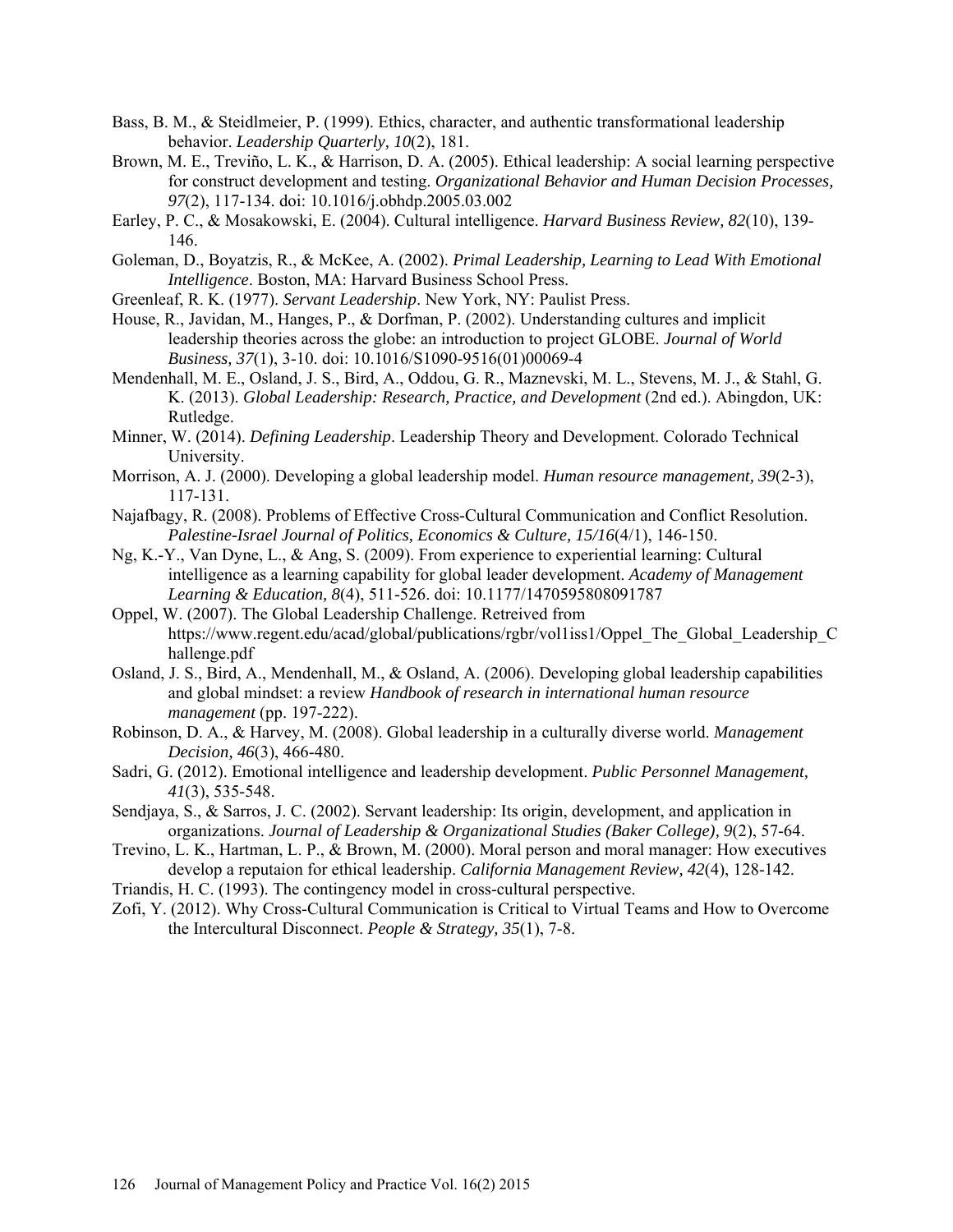Bass, B. M., & Steidlmeier, P. (1999). Ethics, character, and authentic transformational leadership behavior. *Leadership Quarterly, 10*(2), 181.

Brown, M. E., Treviño, L. K., & Harrison, D. A. (2005). Ethical leadership: A social learning perspective for construct development and testing. *Organizational Behavior and Human Decision Processes, 97*(2), 117-134. doi: 10.1016/j.obhdp.2005.03.002

Earley, P. C., & Mosakowski, E. (2004). Cultural intelligence. *Harvard Business Review, 82*(10), 139-146.

Goleman, D., Boyatzis, R., & McKee, A. (2002). *Primal Leadership, Learning to Lead With Emotional Intelligence*. Boston, MA: Harvard Business School Press.

Greenleaf, R. K. (1977). *Servant Leadership*. New York, NY: Paulist Press.

House, R., Javidan, M., Hanges, P., & Dorfman, P. (2002). Understanding cultures and implicit leadership theories across the globe: an introduction to project GLOBE. *Journal of World Business, 37*(1), 3-10. doi: 10.1016/S1090-9516(01)00069-4

Mendenhall, M. E., Osland, J. S., Bird, A., Oddou, G. R., Maznevski, M. L., Stevens, M. J., & Stahl, G. K. (2013). *Global Leadership: Research, Practice, and Development* (2nd ed.). Abingdon, UK: Rutledge.

Minner, W. (2014). *Defining Leadership*. Leadership Theory and Development. Colorado Technical University.

Morrison, A. J. (2000). Developing a global leadership model. *Human resource management, 39*(2-3), 117-131.

Najafbagy, R. (2008). Problems of Effective Cross-Cultural Communication and Conflict Resolution. *Palestine-Israel Journal of Politics, Economics & Culture, 15/16*(4/1), 146-150.

Ng, K.-Y., Van Dyne, L., & Ang, S. (2009). From experience to experiential learning: Cultural intelligence as a learning capability for global leader development. *Academy of Management Learning & Education, 8*(4), 511-526. doi: 10.1177/1470595808091787

Oppel, W. (2007). The Global Leadership Challenge. Retreived from https://www.regent.edu/acad/global/publications/rgbr/vol1iss1/Oppel_The_Global_Leadership_Challenge.pdf

Osland, J. S., Bird, A., Mendenhall, M., & Osland, A. (2006). Developing global leadership capabilities and global mindset: a review *Handbook of research in international human resource management* (pp. 197-222).

Robinson, D. A., & Harvey, M. (2008). Global leadership in a culturally diverse world. *Management Decision, 46*(3), 466-480.

Sadri, G. (2012). Emotional intelligence and leadership development. *Public Personnel Management, 41*(3), 535-548.

Sendjaya, S., & Sarros, J. C. (2002). Servant leadership: Its origin, development, and application in organizations. *Journal of Leadership & Organizational Studies (Baker College), 9*(2), 57-64.

Trevino, L. K., Hartman, L. P., & Brown, M. (2000). Moral person and moral manager: How executives develop a reputaion for ethical leadership. *California Management Review, 42*(4), 128-142.

Triandis, H. C. (1993). The contingency model in cross-cultural perspective.

Zofi, Y. (2012). Why Cross-Cultural Communication is Critical to Virtual Teams and How to Overcome the Intercultural Disconnect. *People & Strategy, 35*(1), 7-8.